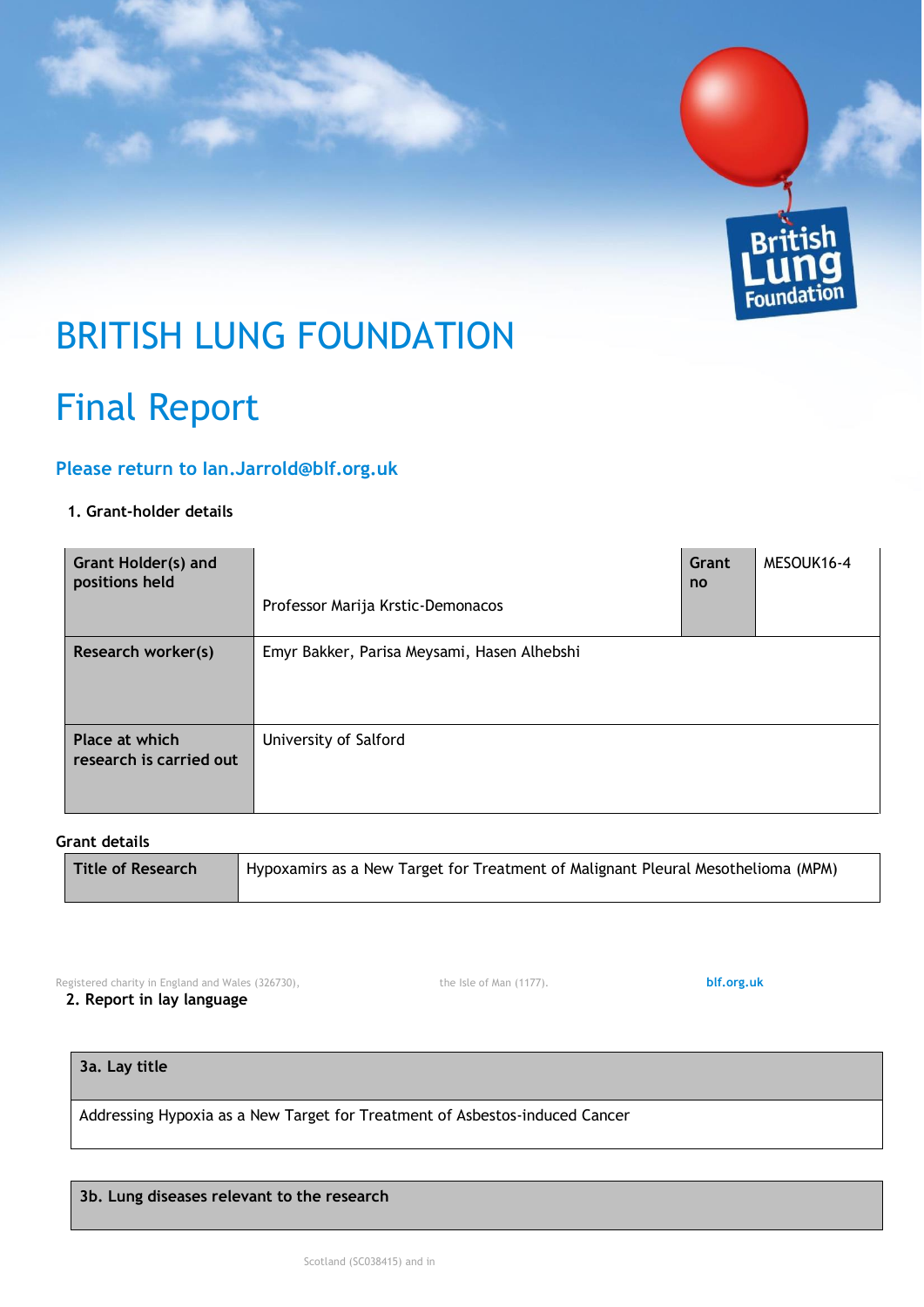# BRITISH LUNG FOUNDATION

# Final Report

## Please return to Ian.Jarrold@blf.org.uk

### 1. Grant-holder details

| Grant Holder(s) and positions held | Professor Marija Krstic-Demonacos | Grant no | MESOUK16-4 |
|---|---|---|---|
| Research worker(s) | Emyr Bakker, Parisa Meysami, Hasen Alhebshi | | |
| Place at which research is carried out | University of Salford | | |

### Grant details

| Title of Research | Hypoxamirs as a New Target for Treatment of Malignant Pleural Mesothelioma (MPM) |
|---|---|

Registered charity in England and Wales (326730), Scotland (SC038415) and in the Isle of Man (1177). blf.org.uk

### 2. Report in lay language

| 3a. Lay title |
|---|
| Addressing Hypoxia as a New Target for Treatment of Asbestos-induced Cancer |

| 3b. Lung diseases relevant to the research |
|---|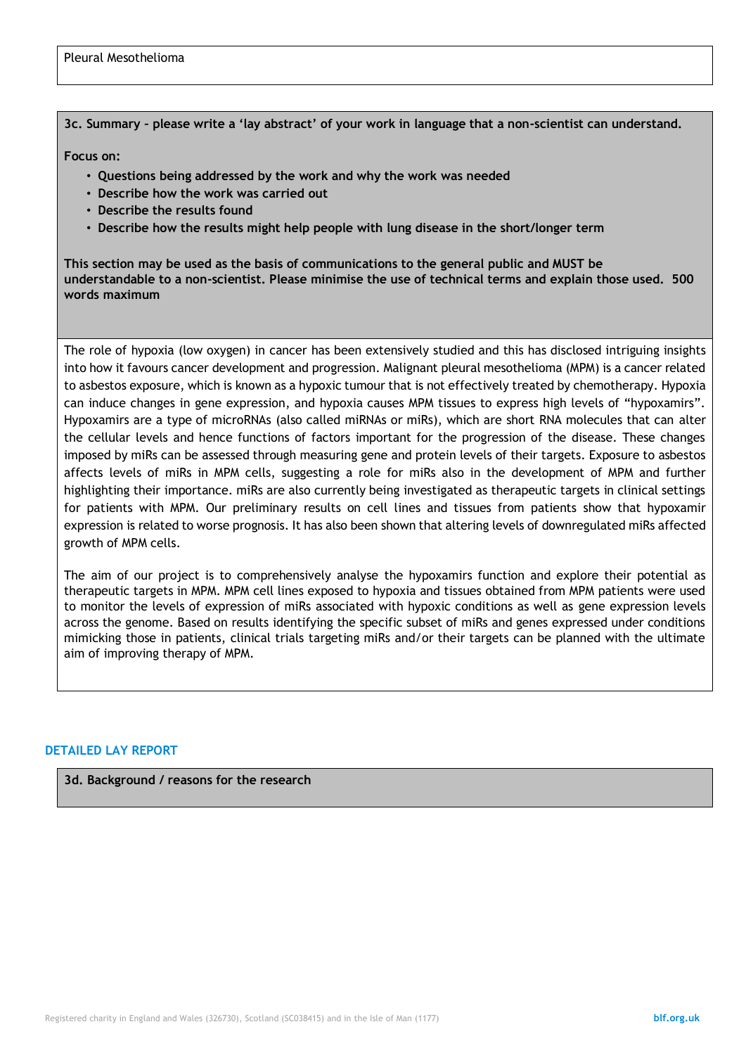Pleural Mesothelioma

**3c. Summary – please write a 'lay abstract' of your work in language that a non-scientist can understand.**

**Focus on:**

- **Questions being addressed by the work and why the work was needed**
- **Describe how the work was carried out**
- **Describe the results found**
- **Describe how the results might help people with lung disease in the short/longer term**

**This section may be used as the basis of communications to the general public and MUST be understandable to a non-scientist. Please minimise the use of technical terms and explain those used. 500 words maximum**

The role of hypoxia (low oxygen) in cancer has been extensively studied and this has disclosed intriguing insights into how it favours cancer development and progression. Malignant pleural mesothelioma (MPM) is a cancer related to asbestos exposure, which is known as a hypoxic tumour that is not effectively treated by chemotherapy. Hypoxia can induce changes in gene expression, and hypoxia causes MPM tissues to express high levels of "hypoxamirs". Hypoxamirs are a type of microRNAs (also called miRNAs or miRs), which are short RNA molecules that can alter the cellular levels and hence functions of factors important for the progression of the disease. These changes imposed by miRs can be assessed through measuring gene and protein levels of their targets. Exposure to asbestos affects levels of miRs in MPM cells, suggesting a role for miRs also in the development of MPM and further highlighting their importance. miRs are also currently being investigated as therapeutic targets in clinical settings for patients with MPM. Our preliminary results on cell lines and tissues from patients show that hypoxamir expression is related to worse prognosis. It has also been shown that altering levels of downregulated miRs affected growth of MPM cells.

The aim of our project is to comprehensively analyse the hypoxamirs function and explore their potential as therapeutic targets in MPM. MPM cell lines exposed to hypoxia and tissues obtained from MPM patients were used to monitor the levels of expression of miRs associated with hypoxic conditions as well as gene expression levels across the genome. Based on results identifying the specific subset of miRs and genes expressed under conditions mimicking those in patients, clinical trials targeting miRs and/or their targets can be planned with the ultimate aim of improving therapy of MPM.

## DETAILED LAY REPORT

**3d. Background / reasons for the research**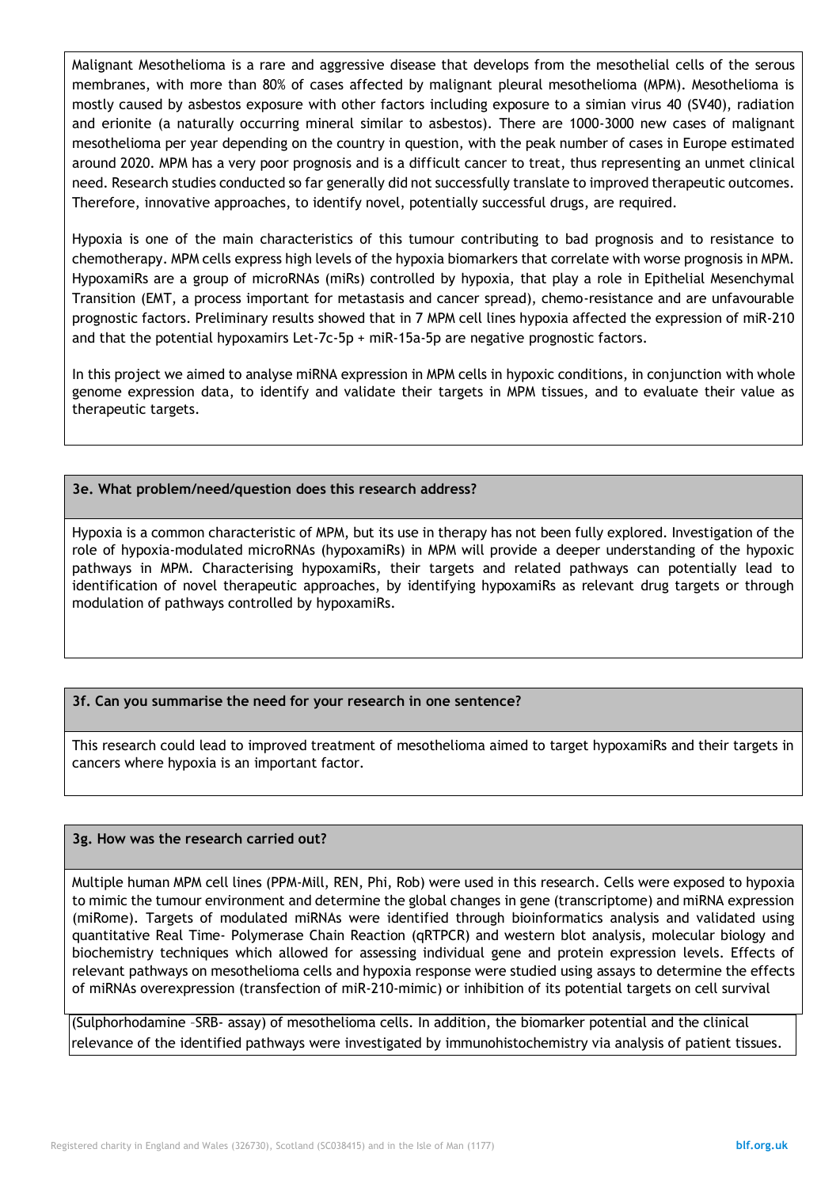Malignant Mesothelioma is a rare and aggressive disease that develops from the mesothelial cells of the serous membranes, with more than 80% of cases affected by malignant pleural mesothelioma (MPM). Mesothelioma is mostly caused by asbestos exposure with other factors including exposure to a simian virus 40 (SV40), radiation and erionite (a naturally occurring mineral similar to asbestos). There are 1000-3000 new cases of malignant mesothelioma per year depending on the country in question, with the peak number of cases in Europe estimated around 2020. MPM has a very poor prognosis and is a difficult cancer to treat, thus representing an unmet clinical need. Research studies conducted so far generally did not successfully translate to improved therapeutic outcomes. Therefore, innovative approaches, to identify novel, potentially successful drugs, are required.

Hypoxia is one of the main characteristics of this tumour contributing to bad prognosis and to resistance to chemotherapy. MPM cells express high levels of the hypoxia biomarkers that correlate with worse prognosis in MPM. HypoxamiRs are a group of microRNAs (miRs) controlled by hypoxia, that play a role in Epithelial Mesenchymal Transition (EMT, a process important for metastasis and cancer spread), chemo-resistance and are unfavourable prognostic factors. Preliminary results showed that in 7 MPM cell lines hypoxia affected the expression of miR-210 and that the potential hypoxamirs Let-7c-5p + miR-15a-5p are negative prognostic factors.

In this project we aimed to analyse miRNA expression in MPM cells in hypoxic conditions, in conjunction with whole genome expression data, to identify and validate their targets in MPM tissues, and to evaluate their value as therapeutic targets.

### 3e. What problem/need/question does this research address?

Hypoxia is a common characteristic of MPM, but its use in therapy has not been fully explored. Investigation of the role of hypoxia-modulated microRNAs (hypoxamiRs) in MPM will provide a deeper understanding of the hypoxic pathways in MPM. Characterising hypoxamiRs, their targets and related pathways can potentially lead to identification of novel therapeutic approaches, by identifying hypoxamiRs as relevant drug targets or through modulation of pathways controlled by hypoxamiRs.

### 3f. Can you summarise the need for your research in one sentence?

This research could lead to improved treatment of mesothelioma aimed to target hypoxamiRs and their targets in cancers where hypoxia is an important factor.

### 3g. How was the research carried out?

Multiple human MPM cell lines (PPM-Mill, REN, Phi, Rob) were used in this research. Cells were exposed to hypoxia to mimic the tumour environment and determine the global changes in gene (transcriptome) and miRNA expression (miRome). Targets of modulated miRNAs were identified through bioinformatics analysis and validated using quantitative Real Time- Polymerase Chain Reaction (qRTPCR) and western blot analysis, molecular biology and biochemistry techniques which allowed for assessing individual gene and protein expression levels. Effects of relevant pathways on mesothelioma cells and hypoxia response were studied using assays to determine the effects of miRNAs overexpression (transfection of miR-210-mimic) or inhibition of its potential targets on cell survival (Sulphorhodamine –SRB- assay) of mesothelioma cells. In addition, the biomarker potential and the clinical relevance of the identified pathways were investigated by immunohistochemistry via analysis of patient tissues.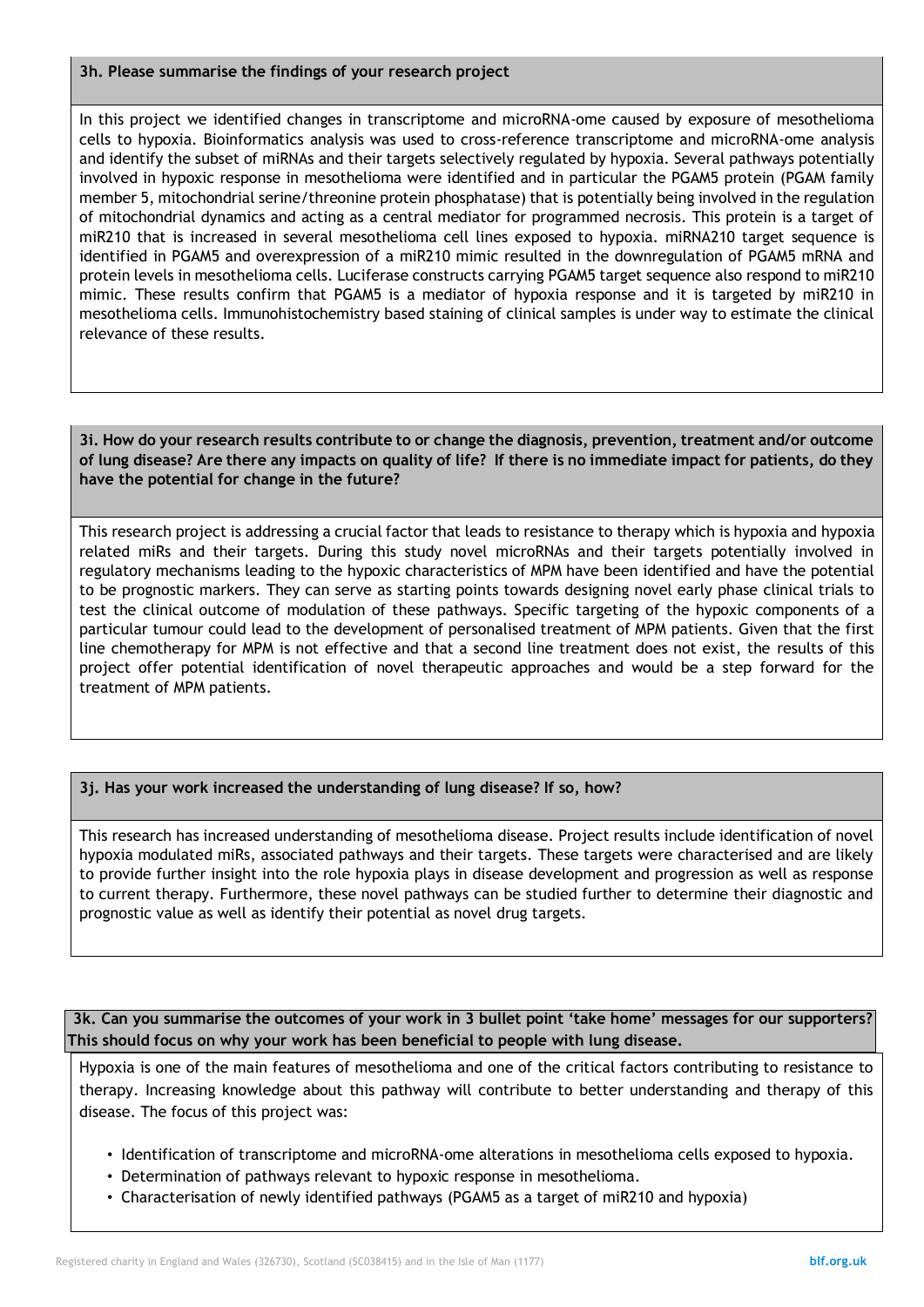### 3h. Please summarise the findings of your research project

In this project we identified changes in transcriptome and microRNA-ome caused by exposure of mesothelioma cells to hypoxia. Bioinformatics analysis was used to cross-reference transcriptome and microRNA-ome analysis and identify the subset of miRNAs and their targets selectively regulated by hypoxia. Several pathways potentially involved in hypoxic response in mesothelioma were identified and in particular the PGAM5 protein (PGAM family member 5, mitochondrial serine/threonine protein phosphatase) that is potentially being involved in the regulation of mitochondrial dynamics and acting as a central mediator for programmed necrosis. This protein is a target of miR210 that is increased in several mesothelioma cell lines exposed to hypoxia. miRNA210 target sequence is identified in PGAM5 and overexpression of a miR210 mimic resulted in the downregulation of PGAM5 mRNA and protein levels in mesothelioma cells. Luciferase constructs carrying PGAM5 target sequence also respond to miR210 mimic. These results confirm that PGAM5 is a mediator of hypoxia response and it is targeted by miR210 in mesothelioma cells. Immunohistochemistry based staining of clinical samples is under way to estimate the clinical relevance of these results.

### 3i. How do your research results contribute to or change the diagnosis, prevention, treatment and/or outcome of lung disease? Are there any impacts on quality of life? If there is no immediate impact for patients, do they have the potential for change in the future?

This research project is addressing a crucial factor that leads to resistance to therapy which is hypoxia and hypoxia related miRs and their targets. During this study novel microRNAs and their targets potentially involved in regulatory mechanisms leading to the hypoxic characteristics of MPM have been identified and have the potential to be prognostic markers. They can serve as starting points towards designing novel early phase clinical trials to test the clinical outcome of modulation of these pathways. Specific targeting of the hypoxic components of a particular tumour could lead to the development of personalised treatment of MPM patients. Given that the first line chemotherapy for MPM is not effective and that a second line treatment does not exist, the results of this project offer potential identification of novel therapeutic approaches and would be a step forward for the treatment of MPM patients.

### 3j. Has your work increased the understanding of lung disease? If so, how?

This research has increased understanding of mesothelioma disease. Project results include identification of novel hypoxia modulated miRs, associated pathways and their targets. These targets were characterised and are likely to provide further insight into the role hypoxia plays in disease development and progression as well as response to current therapy. Furthermore, these novel pathways can be studied further to determine their diagnostic and prognostic value as well as identify their potential as novel drug targets.

### 3k. Can you summarise the outcomes of your work in 3 bullet point 'take home' messages for our supporters? This should focus on why your work has been beneficial to people with lung disease.

Hypoxia is one of the main features of mesothelioma and one of the critical factors contributing to resistance to therapy. Increasing knowledge about this pathway will contribute to better understanding and therapy of this disease. The focus of this project was:

- Identification of transcriptome and microRNA-ome alterations in mesothelioma cells exposed to hypoxia.
- Determination of pathways relevant to hypoxic response in mesothelioma.
- Characterisation of newly identified pathways (PGAM5 as a target of miR210 and hypoxia)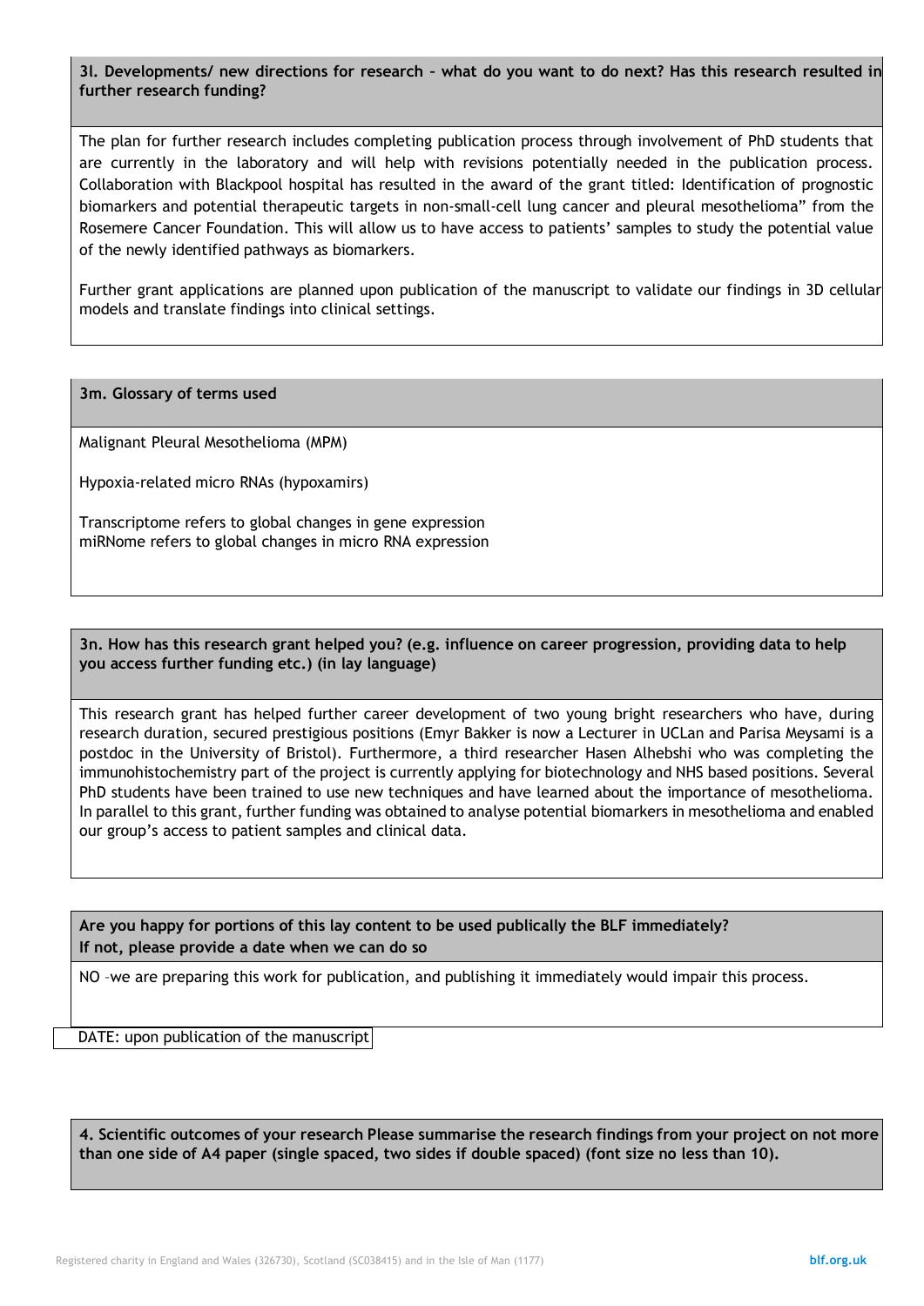**3l. Developments/ new directions for research – what do you want to do next? Has this research resulted in further research funding?**

The plan for further research includes completing publication process through involvement of PhD students that are currently in the laboratory and will help with revisions potentially needed in the publication process. Collaboration with Blackpool hospital has resulted in the award of the grant titled: Identification of prognostic biomarkers and potential therapeutic targets in non-small-cell lung cancer and pleural mesothelioma" from the Rosemere Cancer Foundation. This will allow us to have access to patients' samples to study the potential value of the newly identified pathways as biomarkers.

Further grant applications are planned upon publication of the manuscript to validate our findings in 3D cellular models and translate findings into clinical settings.

**3m. Glossary of terms used**

Malignant Pleural Mesothelioma (MPM)

Hypoxia-related micro RNAs (hypoxamirs)

Transcriptome refers to global changes in gene expression
miRNome refers to global changes in micro RNA expression

**3n. How has this research grant helped you? (e.g. influence on career progression, providing data to help you access further funding etc.) (in lay language)**

This research grant has helped further career development of two young bright researchers who have, during research duration, secured prestigious positions (Emyr Bakker is now a Lecturer in UCLan and Parisa Meysami is a postdoc in the University of Bristol). Furthermore, a third researcher Hasen Alhebshi who was completing the immunohistochemistry part of the project is currently applying for biotechnology and NHS based positions. Several PhD students have been trained to use new techniques and have learned about the importance of mesothelioma. In parallel to this grant, further funding was obtained to analyse potential biomarkers in mesothelioma and enabled our group's access to patient samples and clinical data.

**Are you happy for portions of this lay content to be used publically the BLF immediately?**
**If not, please provide a date when we can do so**

NO –we are preparing this work for publication, and publishing it immediately would impair this process.

DATE: upon publication of the manuscript

**4. Scientific outcomes of your research Please summarise the research findings from your project on not more than one side of A4 paper (single spaced, two sides if double spaced) (font size no less than 10).**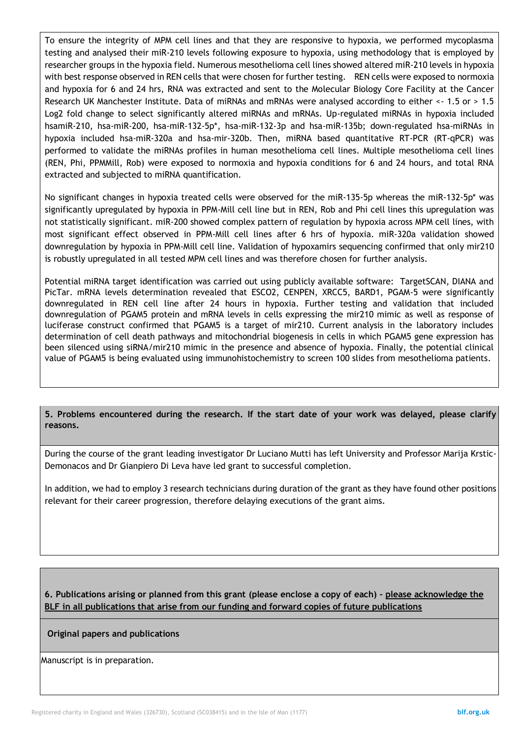To ensure the integrity of MPM cell lines and that they are responsive to hypoxia, we performed mycoplasma testing and analysed their miR-210 levels following exposure to hypoxia, using methodology that is employed by researcher groups in the hypoxia field. Numerous mesothelioma cell lines showed altered miR-210 levels in hypoxia with best response observed in REN cells that were chosen for further testing. REN cells were exposed to normoxia and hypoxia for 6 and 24 hrs, RNA was extracted and sent to the Molecular Biology Core Facility at the Cancer Research UK Manchester Institute. Data of miRNAs and mRNAs were analysed according to either <- 1.5 or > 1.5 Log2 fold change to select significantly altered miRNAs and mRNAs. Up-regulated miRNAs in hypoxia included hsamiR-210, hsa-miR-200, hsa-miR-132-5p*, hsa-miR-132-3p and hsa-miR-135b; down-regulated hsa-miRNAs in hypoxia included hsa-miR-320a and hsa-mir-320b. Then, miRNA based quantitative RT-PCR (RT-qPCR) was performed to validate the miRNAs profiles in human mesothelioma cell lines. Multiple mesothelioma cell lines (REN, Phi, PPMMill, Rob) were exposed to normoxia and hypoxia conditions for 6 and 24 hours, and total RNA extracted and subjected to miRNA quantification.

No significant changes in hypoxia treated cells were observed for the miR-135-5p whereas the miR-132-5p* was significantly upregulated by hypoxia in PPM-Mill cell line but in REN, Rob and Phi cell lines this upregulation was not statistically significant. miR-200 showed complex pattern of regulation by hypoxia across MPM cell lines, with most significant effect observed in PPM-Mill cell lines after 6 hrs of hypoxia. miR-320a validation showed downregulation by hypoxia in PPM-Mill cell line. Validation of hypoxamirs sequencing confirmed that only mir210 is robustly upregulated in all tested MPM cell lines and was therefore chosen for further analysis.

Potential miRNA target identification was carried out using publicly available software: TargetSCAN, DIANA and PicTar. mRNA levels determination revealed that ESCO2, CENPEN, XRCC5, BARD1, PGAM-5 were significantly downregulated in REN cell line after 24 hours in hypoxia. Further testing and validation that included downregulation of PGAM5 protein and mRNA levels in cells expressing the mir210 mimic as well as response of luciferase construct confirmed that PGAM5 is a target of mir210. Current analysis in the laboratory includes determination of cell death pathways and mitochondrial biogenesis in cells in which PGAM5 gene expression has been silenced using siRNA/mir210 mimic in the presence and absence of hypoxia. Finally, the potential clinical value of PGAM5 is being evaluated using immunohistochemistry to screen 100 slides from mesothelioma patients.

**5. Problems encountered during the research. If the start date of your work was delayed, please clarify reasons.**

During the course of the grant leading investigator Dr Luciano Mutti has left University and Professor Marija Krstic-Demonacos and Dr Gianpiero Di Leva have led grant to successful completion.

In addition, we had to employ 3 research technicians during duration of the grant as they have found other positions relevant for their career progression, therefore delaying executions of the grant aims.

**6. Publications arising or planned from this grant (please enclose a copy of each) – please acknowledge the BLF in all publications that arise from our funding and forward copies of future publications**

**Original papers and publications**

Manuscript is in preparation.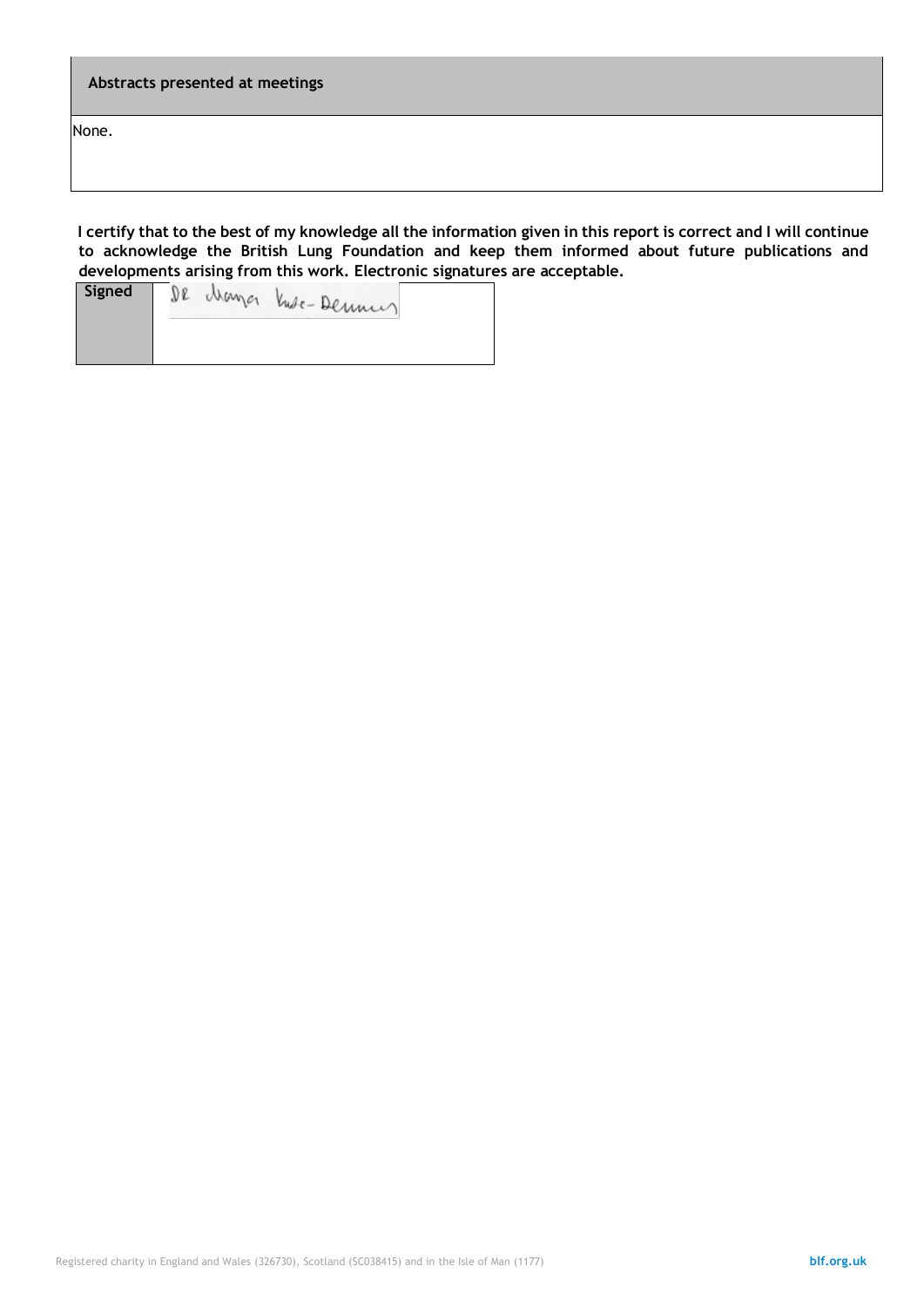| Abstracts presented at meetings |
| --- |
| None. |

**I certify that to the best of my knowledge all the information given in this report is correct and I will continue to acknowledge the British Lung Foundation and keep them informed about future publications and developments arising from this work. Electronic signatures are acceptable.**

| | |
| --- | --- |
| **Signed** | Dr Hamza Kude-Dennis |